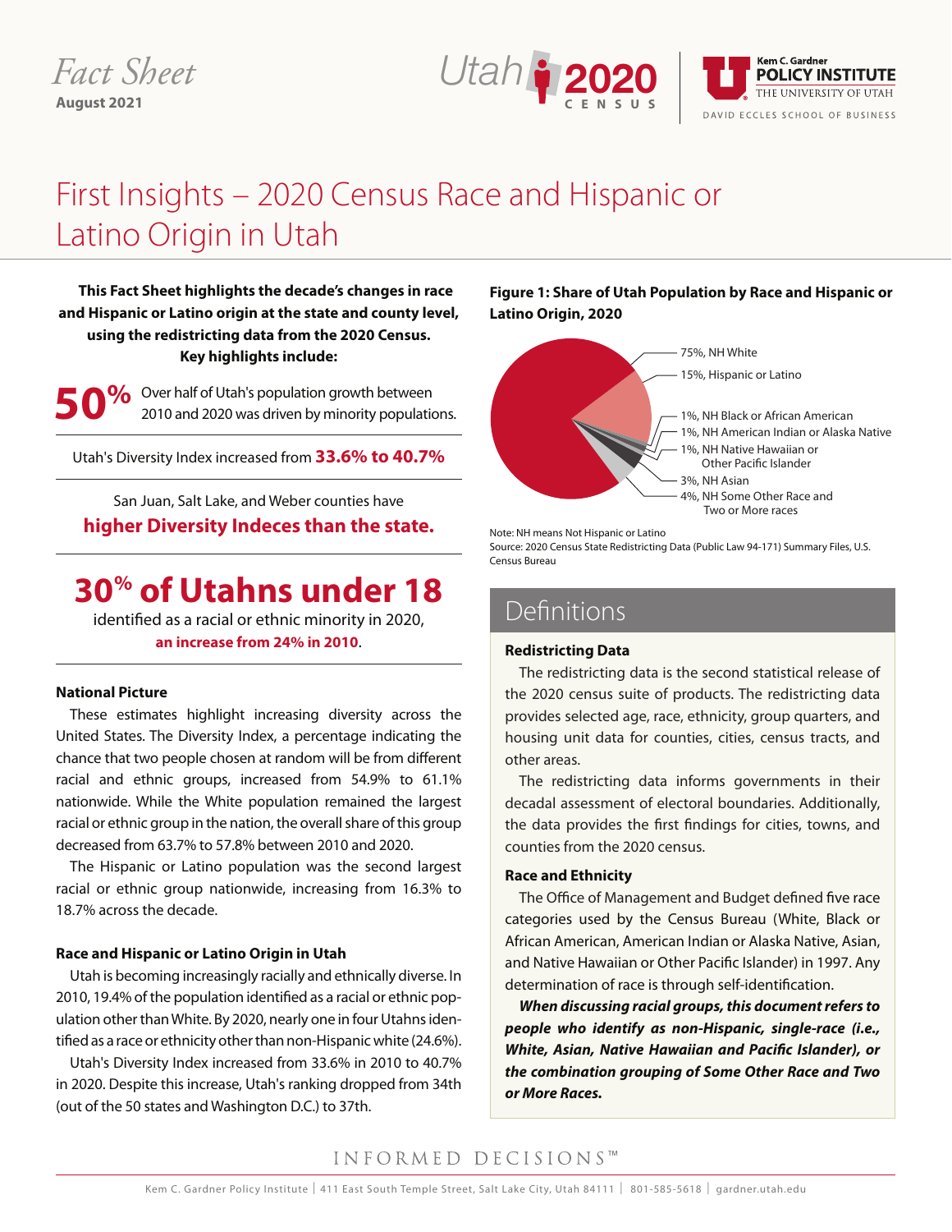Fact Sheet
**August 2021**

# First Insights – 2020 Census Race and Hispanic or Latino Origin in Utah

**This Fact Sheet highlights the decade's changes in race and Hispanic or Latino origin at the state and county level, using the redistricting data from the 2020 Census. Key highlights include:**

**50%** Over half of Utah's population growth between 2010 and 2020 was driven by minority populations.

Utah's Diversity Index increased from **33.6% to 40.7%**

San Juan, Salt Lake, and Weber counties have **higher Diversity Indeces than the state.**

**30% of Utahns under 18** identified as a racial or ethnic minority in 2020, **an increase from 24% in 2010**.

### National Picture

These estimates highlight increasing diversity across the United States. The Diversity Index, a percentage indicating the chance that two people chosen at random will be from different racial and ethnic groups, increased from 54.9% to 61.1% nationwide. While the White population remained the largest racial or ethnic group in the nation, the overall share of this group decreased from 63.7% to 57.8% between 2010 and 2020.

The Hispanic or Latino population was the second largest racial or ethnic group nationwide, increasing from 16.3% to 18.7% across the decade.

### Race and Hispanic or Latino Origin in Utah

Utah is becoming increasingly racially and ethnically diverse. In 2010, 19.4% of the population identified as a racial or ethnic population other than White. By 2020, nearly one in four Utahns identified as a race or ethnicity other than non-Hispanic white (24.6%).

Utah's Diversity Index increased from 33.6% in 2010 to 40.7% in 2020. Despite this increase, Utah's ranking dropped from 34th (out of the 50 states and Washington D.C.) to 37th.

**Figure 1: Share of Utah Population by Race and Hispanic or Latino Origin, 2020**

- 75%, NH White
- 15%, Hispanic or Latino
- 1%, NH Black or African American
- 1%, NH American Indian or Alaska Native
- 1%, NH Native Hawaiian or Other Pacific Islander
- 3%, NH Asian
- 4%, NH Some Other Race and Two or More races

Note: NH means Not Hispanic or Latino
Source: 2020 Census State Redistricting Data (Public Law 94-171) Summary Files, U.S. Census Bureau

## Definitions

**Redistricting Data**

The redistricting data is the second statistical release of the 2020 census suite of products. The redistricting data provides selected age, race, ethnicity, group quarters, and housing unit data for counties, cities, census tracts, and other areas.

The redistricting data informs governments in their decadal assessment of electoral boundaries. Additionally, the data provides the first findings for cities, towns, and counties from the 2020 census.

**Race and Ethnicity**

The Office of Management and Budget defined five race categories used by the Census Bureau (White, Black or African American, American Indian or Alaska Native, Asian, and Native Hawaiian or Other Pacific Islander) in 1997. Any determination of race is through self-identification.

***When discussing racial groups, this document refers to people who identify as non-Hispanic, single-race (i.e., White, Asian, Native Hawaiian and Pacific Islander), or the combination grouping of Some Other Race and Two or More Races.***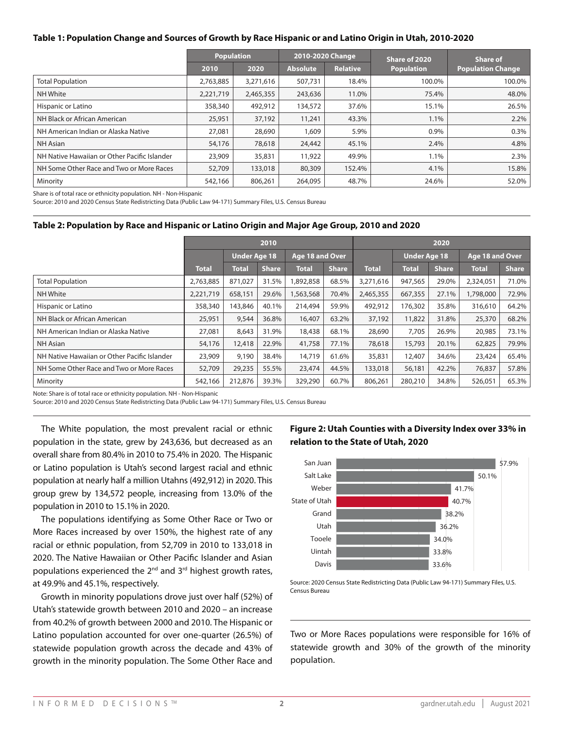**Table 1: Population Change and Sources of Growth by Race Hispanic or and Latino Origin in Utah, 2010-2020**

| | Population | | 2010-2020 Change | | Share of 2020 Population | Share of Population Change |
|---|---|---|---|---|---|---|
| | 2010 | 2020 | Absolute | Relative | | |
| Total Population | 2,763,885 | 3,271,616 | 507,731 | 18.4% | 100.0% | 100.0% |
| NH White | 2,221,719 | 2,465,355 | 243,636 | 11.0% | 75.4% | 48.0% |
| Hispanic or Latino | 358,340 | 492,912 | 134,572 | 37.6% | 15.1% | 26.5% |
| NH Black or African American | 25,951 | 37,192 | 11,241 | 43.3% | 1.1% | 2.2% |
| NH American Indian or Alaska Native | 27,081 | 28,690 | 1,609 | 5.9% | 0.9% | 0.3% |
| NH Asian | 54,176 | 78,618 | 24,442 | 45.1% | 2.4% | 4.8% |
| NH Native Hawaiian or Other Pacific Islander | 23,909 | 35,831 | 11,922 | 49.9% | 1.1% | 2.3% |
| NH Some Other Race and Two or More Races | 52,709 | 133,018 | 80,309 | 152.4% | 4.1% | 15.8% |
| Minority | 542,166 | 806,261 | 264,095 | 48.7% | 24.6% | 52.0% |

Share is of total race or ethnicity population. NH - Non-Hispanic

Source: 2010 and 2020 Census State Redistricting Data (Public Law 94-171) Summary Files, U.S. Census Bureau

**Table 2: Population by Race and Hispanic or Latino Origin and Major Age Group, 2010 and 2020**

| | 2010 | | | | | 2020 | | | | |
|---|---|---|---|---|---|---|---|---|---|---|
| | | Under Age 18 | | Age 18 and Over | | | Under Age 18 | | Age 18 and Over | |
| | Total | Total | Share | Total | Share | Total | Total | Share | Total | Share |
| Total Population | 2,763,885 | 871,027 | 31.5% | 1,892,858 | 68.5% | 3,271,616 | 947,565 | 29.0% | 2,324,051 | 71.0% |
| NH White | 2,221,719 | 658,151 | 29.6% | 1,563,568 | 70.4% | 2,465,355 | 667,355 | 27.1% | 1,798,000 | 72.9% |
| Hispanic or Latino | 358,340 | 143,846 | 40.1% | 214,494 | 59.9% | 492,912 | 176,302 | 35.8% | 316,610 | 64.2% |
| NH Black or African American | 25,951 | 9,544 | 36.8% | 16,407 | 63.2% | 37,192 | 11,822 | 31.8% | 25,370 | 68.2% |
| NH American Indian or Alaska Native | 27,081 | 8,643 | 31.9% | 18,438 | 68.1% | 28,690 | 7,705 | 26.9% | 20,985 | 73.1% |
| NH Asian | 54,176 | 12,418 | 22.9% | 41,758 | 77.1% | 78,618 | 15,793 | 20.1% | 62,825 | 79.9% |
| NH Native Hawaiian or Other Pacific Islander | 23,909 | 9,190 | 38.4% | 14,719 | 61.6% | 35,831 | 12,407 | 34.6% | 23,424 | 65.4% |
| NH Some Other Race and Two or More Races | 52,709 | 29,235 | 55.5% | 23,474 | 44.5% | 133,018 | 56,181 | 42.2% | 76,837 | 57.8% |
| Minority | 542,166 | 212,876 | 39.3% | 329,290 | 60.7% | 806,261 | 280,210 | 34.8% | 526,051 | 65.3% |

Note: Share is of total race or ethnicity population. NH - Non-Hispanic

Source: 2010 and 2020 Census State Redistricting Data (Public Law 94-171) Summary Files, U.S. Census Bureau

The White population, the most prevalent racial or ethnic population in the state, grew by 243,636, but decreased as an overall share from 80.4% in 2010 to 75.4% in 2020. The Hispanic or Latino population is Utah's second largest racial and ethnic population at nearly half a million Utahns (492,912) in 2020. This group grew by 134,572 people, increasing from 13.0% of the population in 2010 to 15.1% in 2020.

The populations identifying as Some Other Race or Two or More Races increased by over 150%, the highest rate of any racial or ethnic population, from 52,709 in 2010 to 133,018 in 2020. The Native Hawaiian or Other Pacific Islander and Asian populations experienced the 2nd and 3rd highest growth rates, at 49.9% and 45.1%, respectively.

Growth in minority populations drove just over half (52%) of Utah's statewide growth between 2010 and 2020 – an increase from 40.2% of growth between 2000 and 2010. The Hispanic or Latino population accounted for over one-quarter (26.5%) of statewide population growth across the decade and 43% of growth in the minority population. The Some Other Race and Two or More Races populations were responsible for 16% of statewide growth and 30% of the growth of the minority population.

**Figure 2: Utah Counties with a Diversity Index over 33% in relation to the State of Utah, 2020**

| | Diversity Index |
|---|---|
| San Juan | 57.9% |
| Salt Lake | 50.1% |
| Weber | 41.7% |
| State of Utah | 40.7% |
| Grand | 38.2% |
| Utah | 36.2% |
| Tooele | 34.0% |
| Uintah | 33.8% |
| Davis | 33.6% |

Source: 2020 Census State Redistricting Data (Public Law 94-171) Summary Files, U.S. Census Bureau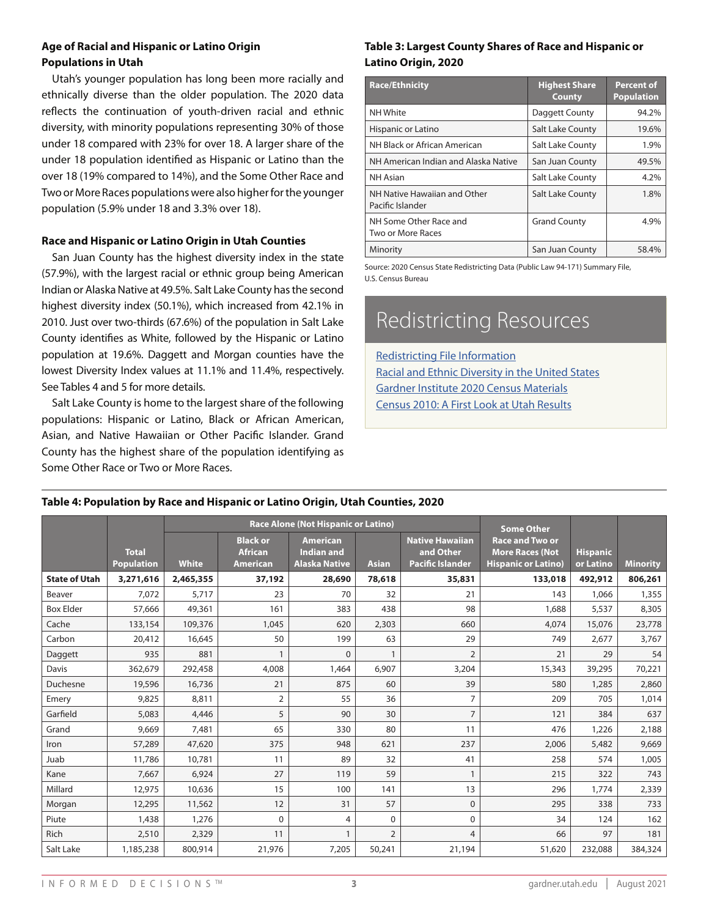### Age of Racial and Hispanic or Latino Origin Populations in Utah

Utah's younger population has long been more racially and ethnically diverse than the older population. The 2020 data reflects the continuation of youth-driven racial and ethnic diversity, with minority populations representing 30% of those under 18 compared with 23% for over 18. A larger share of the under 18 population identified as Hispanic or Latino than the over 18 (19% compared to 14%), and the Some Other Race and Two or More Races populations were also higher for the younger population (5.9% under 18 and 3.3% over 18).

### Race and Hispanic or Latino Origin in Utah Counties

San Juan County has the highest diversity index in the state (57.9%), with the largest racial or ethnic group being American Indian or Alaska Native at 49.5%. Salt Lake County has the second highest diversity index (50.1%), which increased from 42.1% in 2010. Just over two-thirds (67.6%) of the population in Salt Lake County identifies as White, followed by the Hispanic or Latino population at 19.6%. Daggett and Morgan counties have the lowest Diversity Index values at 11.1% and 11.4%, respectively. See Tables 4 and 5 for more details.

Salt Lake County is home to the largest share of the following populations: Hispanic or Latino, Black or African American, Asian, and Native Hawaiian or Other Pacific Islander. Grand County has the highest share of the population identifying as Some Other Race or Two or More Races.

**Table 3: Largest County Shares of Race and Hispanic or Latino Origin, 2020**

| Race/Ethnicity | Highest Share County | Percent of Population |
|---|---|---|
| NH White | Daggett County | 94.2% |
| Hispanic or Latino | Salt Lake County | 19.6% |
| NH Black or African American | Salt Lake County | 1.9% |
| NH American Indian and Alaska Native | San Juan County | 49.5% |
| NH Asian | Salt Lake County | 4.2% |
| NH Native Hawaiian and Other Pacific Islander | Salt Lake County | 1.8% |
| NH Some Other Race and Two or More Races | Grand County | 4.9% |
| Minority | San Juan County | 58.4% |

Source: 2020 Census State Redistricting Data (Public Law 94-171) Summary File, U.S. Census Bureau

## Redistricting Resources

[Redistricting File Information]
[Racial and Ethnic Diversity in the United States]
[Gardner Institute 2020 Census Materials]
[Census 2010: A First Look at Utah Results]

**Table 4: Population by Race and Hispanic or Latino Origin, Utah Counties, 2020**

| | | Race Alone (Not Hispanic or Latino) | | | | | Some Other Race and Two or More Races (Not Hispanic or Latino) | | |
|---|---|---|---|---|---|---|---|---|---|
| | Total Population | White | Black or African American | American Indian and Alaska Native | Asian | Native Hawaiian and Other Pacific Islander | | Hispanic or Latino | Minority |
| **State of Utah** | **3,271,616** | **2,465,355** | **37,192** | **28,690** | **78,618** | **35,831** | **133,018** | **492,912** | **806,261** |
| Beaver | 7,072 | 5,717 | 23 | 70 | 32 | 21 | 143 | 1,066 | 1,355 |
| Box Elder | 57,666 | 49,361 | 161 | 383 | 438 | 98 | 1,688 | 5,537 | 8,305 |
| Cache | 133,154 | 109,376 | 1,045 | 620 | 2,303 | 660 | 4,074 | 15,076 | 23,778 |
| Carbon | 20,412 | 16,645 | 50 | 199 | 63 | 29 | 749 | 2,677 | 3,767 |
| Daggett | 935 | 881 | 1 | 0 | 1 | 2 | 21 | 29 | 54 |
| Davis | 362,679 | 292,458 | 4,008 | 1,464 | 6,907 | 3,204 | 15,343 | 39,295 | 70,221 |
| Duchesne | 19,596 | 16,736 | 21 | 875 | 60 | 39 | 580 | 1,285 | 2,860 |
| Emery | 9,825 | 8,811 | 2 | 55 | 36 | 7 | 209 | 705 | 1,014 |
| Garfield | 5,083 | 4,446 | 5 | 90 | 30 | 7 | 121 | 384 | 637 |
| Grand | 9,669 | 7,481 | 65 | 330 | 80 | 11 | 476 | 1,226 | 2,188 |
| Iron | 57,289 | 47,620 | 375 | 948 | 621 | 237 | 2,006 | 5,482 | 9,669 |
| Juab | 11,786 | 10,781 | 11 | 89 | 32 | 41 | 258 | 574 | 1,005 |
| Kane | 7,667 | 6,924 | 27 | 119 | 59 | 1 | 215 | 322 | 743 |
| Millard | 12,975 | 10,636 | 15 | 100 | 141 | 13 | 296 | 1,774 | 2,339 |
| Morgan | 12,295 | 11,562 | 12 | 31 | 57 | 0 | 295 | 338 | 733 |
| Piute | 1,438 | 1,276 | 0 | 4 | 0 | 0 | 34 | 124 | 162 |
| Rich | 2,510 | 2,329 | 11 | 1 | 2 | 4 | 66 | 97 | 181 |
| Salt Lake | 1,185,238 | 800,914 | 21,976 | 7,205 | 50,241 | 21,194 | 51,620 | 232,088 | 384,324 |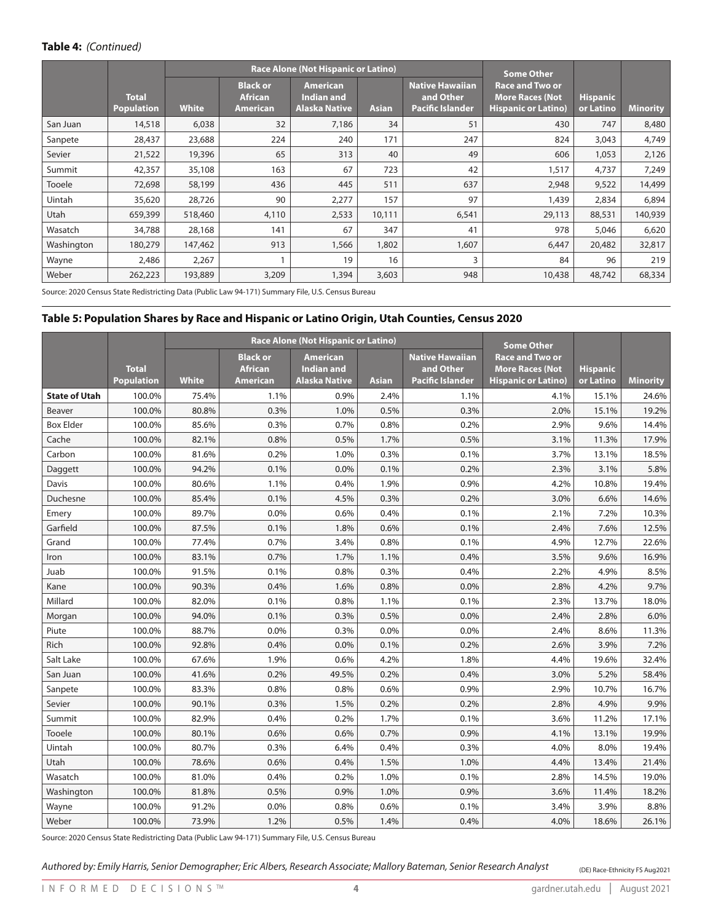**Table 4:** *(Continued)*

| | Total Population | Race Alone (Not Hispanic or Latino) | | | | | Some Other Race and Two or More Races (Not Hispanic or Latino) | Hispanic or Latino | Minority |
|---|---|---|---|---|---|---|---|---|---|
| | | White | Black or African American | American Indian and Alaska Native | Asian | Native Hawaiian and Other Pacific Islander | | | |
| San Juan | 14,518 | 6,038 | 32 | 7,186 | 34 | 51 | 430 | 747 | 8,480 |
| Sanpete | 28,437 | 23,688 | 224 | 240 | 171 | 247 | 824 | 3,043 | 4,749 |
| Sevier | 21,522 | 19,396 | 65 | 313 | 40 | 49 | 606 | 1,053 | 2,126 |
| Summit | 42,357 | 35,108 | 163 | 67 | 723 | 42 | 1,517 | 4,737 | 7,249 |
| Tooele | 72,698 | 58,199 | 436 | 445 | 511 | 637 | 2,948 | 9,522 | 14,499 |
| Uintah | 35,620 | 28,726 | 90 | 2,277 | 157 | 97 | 1,439 | 2,834 | 6,894 |
| Utah | 659,399 | 518,460 | 4,110 | 2,533 | 10,111 | 6,541 | 29,113 | 88,531 | 140,939 |
| Wasatch | 34,788 | 28,168 | 141 | 67 | 347 | 41 | 978 | 5,046 | 6,620 |
| Washington | 180,279 | 147,462 | 913 | 1,566 | 1,802 | 1,607 | 6,447 | 20,482 | 32,817 |
| Wayne | 2,486 | 2,267 | 1 | 19 | 16 | 3 | 84 | 96 | 219 |
| Weber | 262,223 | 193,889 | 3,209 | 1,394 | 3,603 | 948 | 10,438 | 48,742 | 68,334 |

Source: 2020 Census State Redistricting Data (Public Law 94-171) Summary File, U.S. Census Bureau

## Table 5: Population Shares by Race and Hispanic or Latino Origin, Utah Counties, Census 2020

| | Total Population | Race Alone (Not Hispanic or Latino) | | | | | Some Other Race and Two or More Races (Not Hispanic or Latino) | Hispanic or Latino | Minority |
|---|---|---|---|---|---|---|---|---|---|
| | | White | Black or African American | American Indian and Alaska Native | Asian | Native Hawaiian and Other Pacific Islander | | | |
| **State of Utah** | 100.0% | 75.4% | 1.1% | 0.9% | 2.4% | 1.1% | 4.1% | 15.1% | 24.6% |
| Beaver | 100.0% | 80.8% | 0.3% | 1.0% | 0.5% | 0.3% | 2.0% | 15.1% | 19.2% |
| Box Elder | 100.0% | 85.6% | 0.3% | 0.7% | 0.8% | 0.2% | 2.9% | 9.6% | 14.4% |
| Cache | 100.0% | 82.1% | 0.8% | 0.5% | 1.7% | 0.5% | 3.1% | 11.3% | 17.9% |
| Carbon | 100.0% | 81.6% | 0.2% | 1.0% | 0.3% | 0.1% | 3.7% | 13.1% | 18.5% |
| Daggett | 100.0% | 94.2% | 0.1% | 0.0% | 0.1% | 0.2% | 2.3% | 3.1% | 5.8% |
| Davis | 100.0% | 80.6% | 1.1% | 0.4% | 1.9% | 0.9% | 4.2% | 10.8% | 19.4% |
| Duchesne | 100.0% | 85.4% | 0.1% | 4.5% | 0.3% | 0.2% | 3.0% | 6.6% | 14.6% |
| Emery | 100.0% | 89.7% | 0.0% | 0.6% | 0.4% | 0.1% | 2.1% | 7.2% | 10.3% |
| Garfield | 100.0% | 87.5% | 0.1% | 1.8% | 0.6% | 0.1% | 2.4% | 7.6% | 12.5% |
| Grand | 100.0% | 77.4% | 0.7% | 3.4% | 0.8% | 0.1% | 4.9% | 12.7% | 22.6% |
| Iron | 100.0% | 83.1% | 0.7% | 1.7% | 1.1% | 0.4% | 3.5% | 9.6% | 16.9% |
| Juab | 100.0% | 91.5% | 0.1% | 0.8% | 0.3% | 0.4% | 2.2% | 4.9% | 8.5% |
| Kane | 100.0% | 90.3% | 0.4% | 1.6% | 0.8% | 0.0% | 2.8% | 4.2% | 9.7% |
| Millard | 100.0% | 82.0% | 0.1% | 0.8% | 1.1% | 0.1% | 2.3% | 13.7% | 18.0% |
| Morgan | 100.0% | 94.0% | 0.1% | 0.3% | 0.5% | 0.0% | 2.4% | 2.8% | 6.0% |
| Piute | 100.0% | 88.7% | 0.0% | 0.3% | 0.0% | 0.0% | 2.4% | 8.6% | 11.3% |
| Rich | 100.0% | 92.8% | 0.4% | 0.0% | 0.1% | 0.2% | 2.6% | 3.9% | 7.2% |
| Salt Lake | 100.0% | 67.6% | 1.9% | 0.6% | 4.2% | 1.8% | 4.4% | 19.6% | 32.4% |
| San Juan | 100.0% | 41.6% | 0.2% | 49.5% | 0.2% | 0.4% | 3.0% | 5.2% | 58.4% |
| Sanpete | 100.0% | 83.3% | 0.8% | 0.8% | 0.6% | 0.9% | 2.9% | 10.7% | 16.7% |
| Sevier | 100.0% | 90.1% | 0.3% | 1.5% | 0.2% | 0.2% | 2.8% | 4.9% | 9.9% |
| Summit | 100.0% | 82.9% | 0.4% | 0.2% | 1.7% | 0.1% | 3.6% | 11.2% | 17.1% |
| Tooele | 100.0% | 80.1% | 0.6% | 0.6% | 0.7% | 0.9% | 4.1% | 13.1% | 19.9% |
| Uintah | 100.0% | 80.7% | 0.3% | 6.4% | 0.4% | 0.3% | 4.0% | 8.0% | 19.4% |
| Utah | 100.0% | 78.6% | 0.6% | 0.4% | 1.5% | 1.0% | 4.4% | 13.4% | 21.4% |
| Wasatch | 100.0% | 81.0% | 0.4% | 0.2% | 1.0% | 0.1% | 2.8% | 14.5% | 19.0% |
| Washington | 100.0% | 81.8% | 0.5% | 0.9% | 1.0% | 0.9% | 3.6% | 11.4% | 18.2% |
| Wayne | 100.0% | 91.2% | 0.0% | 0.8% | 0.6% | 0.1% | 3.4% | 3.9% | 8.8% |
| Weber | 100.0% | 73.9% | 1.2% | 0.5% | 1.4% | 0.4% | 4.0% | 18.6% | 26.1% |

Source: 2020 Census State Redistricting Data (Public Law 94-171) Summary File, U.S. Census Bureau

*Authored by: Emily Harris, Senior Demographer; Eric Albers, Research Associate; Mallory Bateman, Senior Research Analyst*

(DE) Race-Ethnicity FS Aug2021